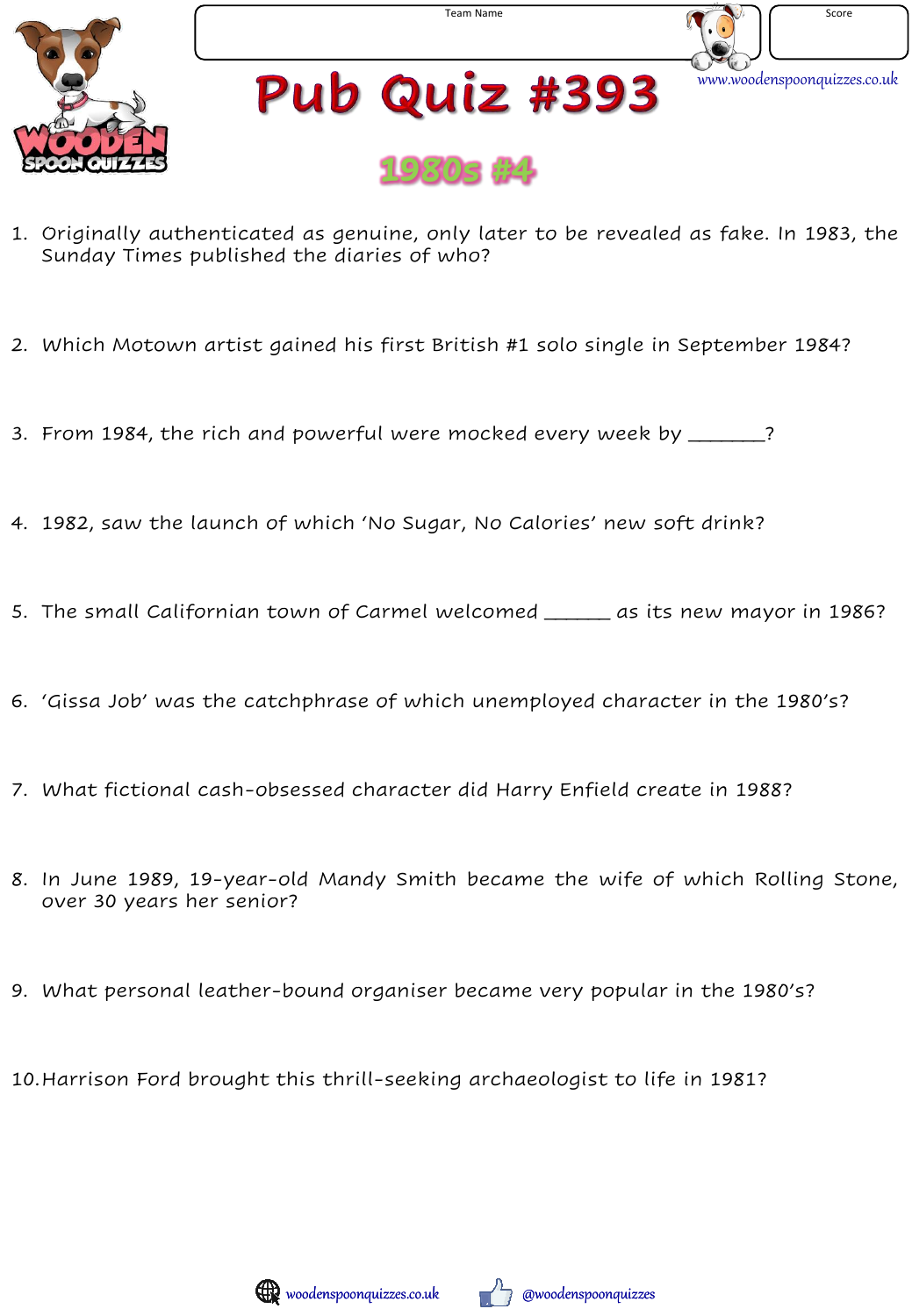Team Name

Score

www.woodenspoonquizzes.co.uk

# Pub Quiz #393

## 1980s #4

1. Originally authenticated as genuine, only later to be revealed as fake. In 1983, the Sunday Times published the diaries of who?

2. Which Motown artist gained his first British #1 solo single in September 1984?

3. From 1984, the rich and powerful were mocked every week by _______?

4. 1982, saw the launch of which 'No Sugar, No Calories' new soft drink?

5. The small Californian town of Carmel welcomed ______ as its new mayor in 1986?

6. 'Gissa Job' was the catchphrase of which unemployed character in the 1980's?

7. What fictional cash-obsessed character did Harry Enfield create in 1988?

8. In June 1989, 19-year-old Mandy Smith became the wife of which Rolling Stone, over 30 years her senior?

9. What personal leather-bound organiser became very popular in the 1980's?

10. Harrison Ford brought this thrill-seeking archaeologist to life in 1981?

woodenspoonquizzes.co.uk

@woodenspoonquizzes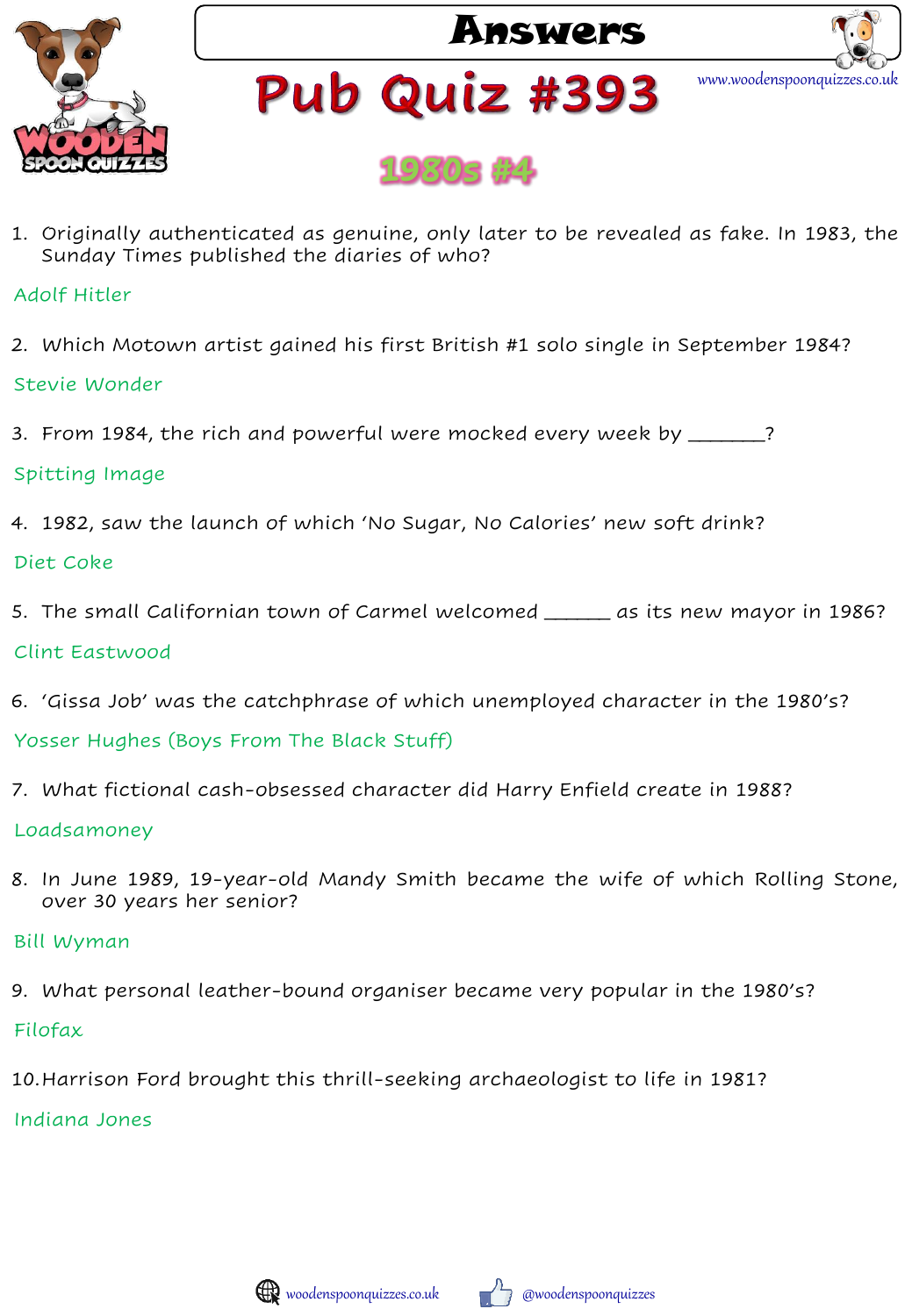# Answers

# Pub Quiz #393

## 1980s #4

1. Originally authenticated as genuine, only later to be revealed as fake. In 1983, the Sunday Times published the diaries of who?

Adolf Hitler

2. Which Motown artist gained his first British #1 solo single in September 1984?

Stevie Wonder

3. From 1984, the rich and powerful were mocked every week by _______?

Spitting Image

4. 1982, saw the launch of which 'No Sugar, No Calories' new soft drink?

Diet Coke

5. The small Californian town of Carmel welcomed ______ as its new mayor in 1986?

Clint Eastwood

6. 'Gissa Job' was the catchphrase of which unemployed character in the 1980's?

Yosser Hughes (Boys From The Black Stuff)

7. What fictional cash-obsessed character did Harry Enfield create in 1988?

Loadsamoney

8. In June 1989, 19-year-old Mandy Smith became the wife of which Rolling Stone, over 30 years her senior?

Bill Wyman

9. What personal leather-bound organiser became very popular in the 1980's?

Filofax

10. Harrison Ford brought this thrill-seeking archaeologist to life in 1981?

Indiana Jones